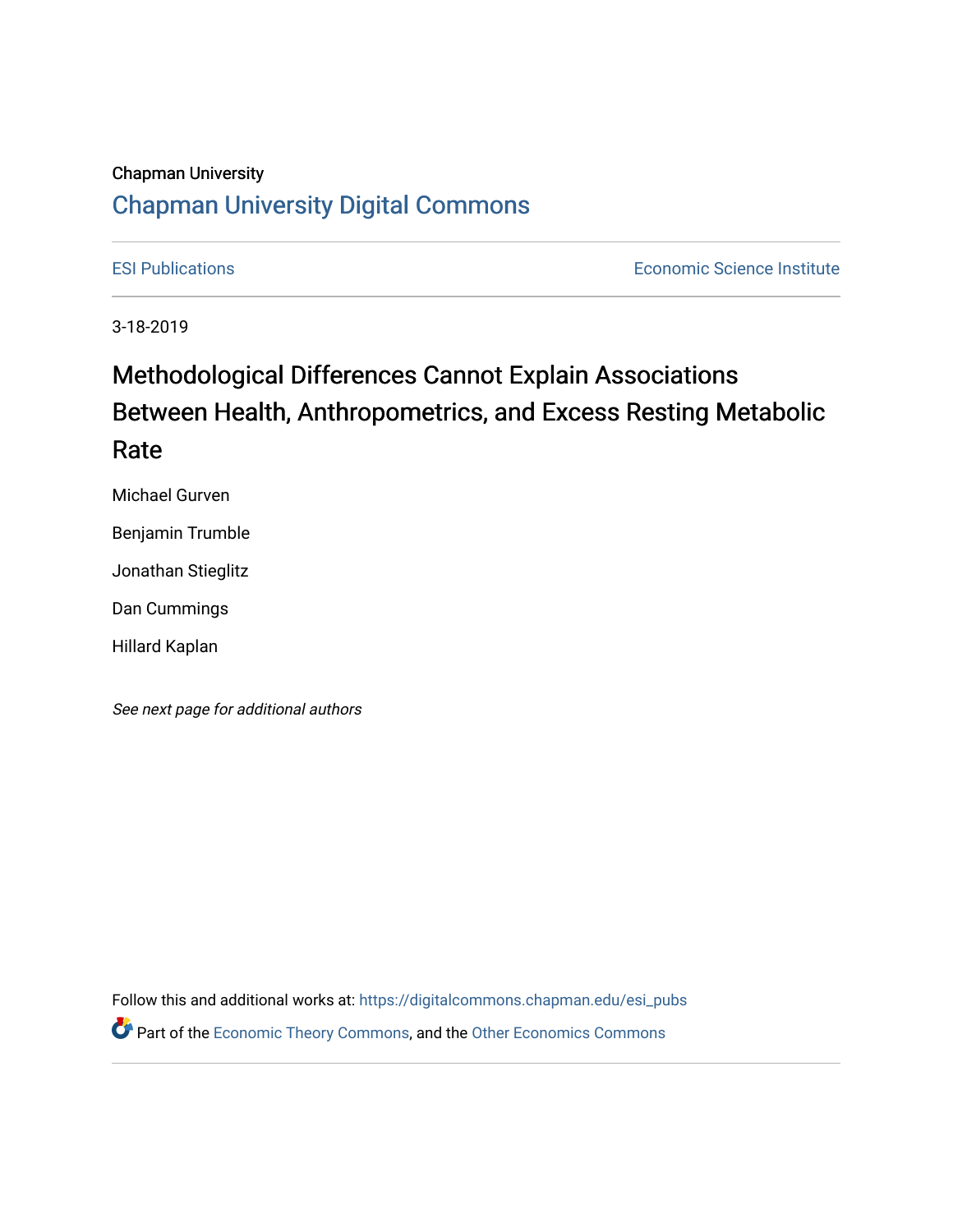Chapman University

## Chapman University Digital Commons

ESI Publications | Economic Science Institute

3-18-2019

# Methodological Differences Cannot Explain Associations Between Health, Anthropometrics, and Excess Resting Metabolic Rate

Michael Gurven

Benjamin Trumble

Jonathan Stieglitz

Dan Cummings

Hillard Kaplan

*See next page for additional authors*

Follow this and additional works at: https://digitalcommons.chapman.edu/esi_pubs

Part of the Economic Theory Commons, and the Other Economics Commons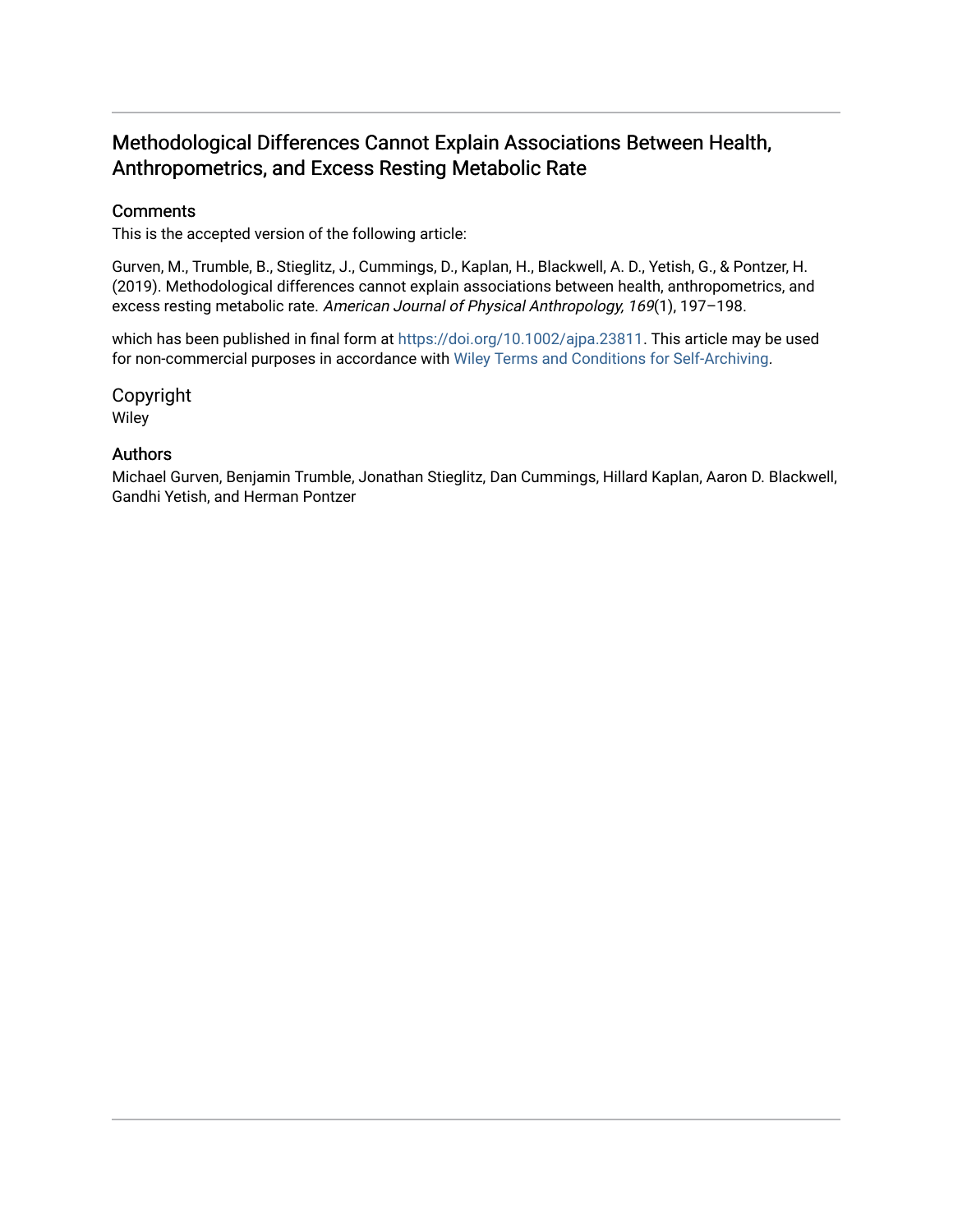## Methodological Differences Cannot Explain Associations Between Health, Anthropometrics, and Excess Resting Metabolic Rate

### Comments

This is the accepted version of the following article:

Gurven, M., Trumble, B., Stieglitz, J., Cummings, D., Kaplan, H., Blackwell, A. D., Yetish, G., & Pontzer, H. (2019). Methodological differences cannot explain associations between health, anthropometrics, and excess resting metabolic rate. *American Journal of Physical Anthropology, 169*(1), 197–198.

which has been published in final form at https://doi.org/10.1002/ajpa.23811. This article may be used for non-commercial purposes in accordance with Wiley Terms and Conditions for Self-Archiving.

### Copyright

Wiley

### Authors

Michael Gurven, Benjamin Trumble, Jonathan Stieglitz, Dan Cummings, Hillard Kaplan, Aaron D. Blackwell, Gandhi Yetish, and Herman Pontzer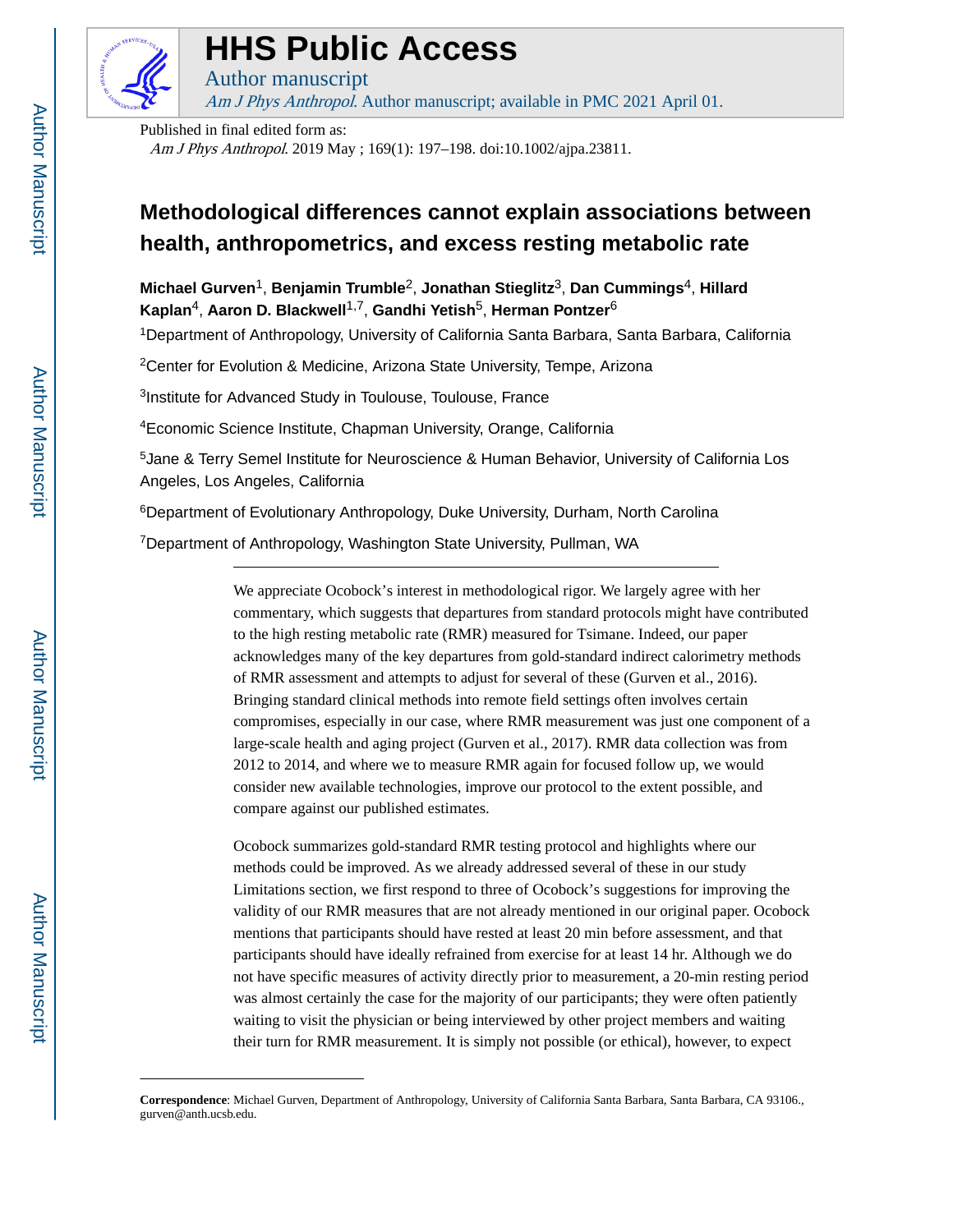Published in final edited form as:

*Am J Phys Anthropol*. 2019 May ; 169(1): 197–198. doi:10.1002/ajpa.23811.

# Methodological differences cannot explain associations between health, anthropometrics, and excess resting metabolic rate

**Michael Gurven**[1], **Benjamin Trumble**[2], **Jonathan Stieglitz**[3], **Dan Cummings**[4], **Hillard Kaplan**[4], **Aaron D. Blackwell**[1,7], **Gandhi Yetish**[5], **Herman Pontzer**[6]

[1]Department of Anthropology, University of California Santa Barbara, Santa Barbara, California

[2]Center for Evolution & Medicine, Arizona State University, Tempe, Arizona

[3]Institute for Advanced Study in Toulouse, Toulouse, France

[4]Economic Science Institute, Chapman University, Orange, California

[5]Jane & Terry Semel Institute for Neuroscience & Human Behavior, University of California Los Angeles, Los Angeles, California

[6]Department of Evolutionary Anthropology, Duke University, Durham, North Carolina

[7]Department of Anthropology, Washington State University, Pullman, WA

---

We appreciate Ocobock's interest in methodological rigor. We largely agree with her commentary, which suggests that departures from standard protocols might have contributed to the high resting metabolic rate (RMR) measured for Tsimane. Indeed, our paper acknowledges many of the key departures from gold-standard indirect calorimetry methods of RMR assessment and attempts to adjust for several of these (Gurven et al., 2016). Bringing standard clinical methods into remote field settings often involves certain compromises, especially in our case, where RMR measurement was just one component of a large-scale health and aging project (Gurven et al., 2017). RMR data collection was from 2012 to 2014, and where we to measure RMR again for focused follow up, we would consider new available technologies, improve our protocol to the extent possible, and compare against our published estimates.

Ocobock summarizes gold-standard RMR testing protocol and highlights where our methods could be improved. As we already addressed several of these in our study Limitations section, we first respond to three of Ocobock's suggestions for improving the validity of our RMR measures that are not already mentioned in our original paper. Ocobock mentions that participants should have rested at least 20 min before assessment, and that participants should have ideally refrained from exercise for at least 14 hr. Although we do not have specific measures of activity directly prior to measurement, a 20-min resting period was almost certainly the case for the majority of our participants; they were often patiently waiting to visit the physician or being interviewed by other project members and waiting their turn for RMR measurement. It is simply not possible (or ethical), however, to expect

---

**Correspondence**: Michael Gurven, Department of Anthropology, University of California Santa Barbara, Santa Barbara, CA 93106., gurven@anth.ucsb.edu.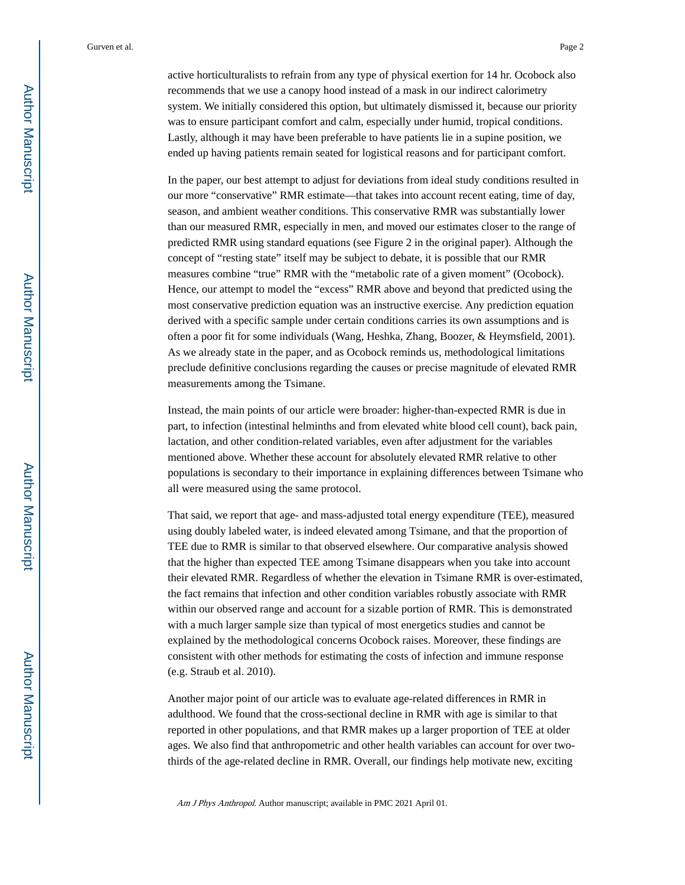active horticulturalists to refrain from any type of physical exertion for 14 hr. Ocobock also recommends that we use a canopy hood instead of a mask in our indirect calorimetry system. We initially considered this option, but ultimately dismissed it, because our priority was to ensure participant comfort and calm, especially under humid, tropical conditions. Lastly, although it may have been preferable to have patients lie in a supine position, we ended up having patients remain seated for logistical reasons and for participant comfort.

In the paper, our best attempt to adjust for deviations from ideal study conditions resulted in our more "conservative" RMR estimate—that takes into account recent eating, time of day, season, and ambient weather conditions. This conservative RMR was substantially lower than our measured RMR, especially in men, and moved our estimates closer to the range of predicted RMR using standard equations (see Figure 2 in the original paper). Although the concept of "resting state" itself may be subject to debate, it is possible that our RMR measures combine "true" RMR with the "metabolic rate of a given moment" (Ocobock). Hence, our attempt to model the "excess" RMR above and beyond that predicted using the most conservative prediction equation was an instructive exercise. Any prediction equation derived with a specific sample under certain conditions carries its own assumptions and is often a poor fit for some individuals (Wang, Heshka, Zhang, Boozer, & Heymsfield, 2001). As we already state in the paper, and as Ocobock reminds us, methodological limitations preclude definitive conclusions regarding the causes or precise magnitude of elevated RMR measurements among the Tsimane.

Instead, the main points of our article were broader: higher-than-expected RMR is due in part, to infection (intestinal helminths and from elevated white blood cell count), back pain, lactation, and other condition-related variables, even after adjustment for the variables mentioned above. Whether these account for absolutely elevated RMR relative to other populations is secondary to their importance in explaining differences between Tsimane who all were measured using the same protocol.

That said, we report that age- and mass-adjusted total energy expenditure (TEE), measured using doubly labeled water, is indeed elevated among Tsimane, and that the proportion of TEE due to RMR is similar to that observed elsewhere. Our comparative analysis showed that the higher than expected TEE among Tsimane disappears when you take into account their elevated RMR. Regardless of whether the elevation in Tsimane RMR is over-estimated, the fact remains that infection and other condition variables robustly associate with RMR within our observed range and account for a sizable portion of RMR. This is demonstrated with a much larger sample size than typical of most energetics studies and cannot be explained by the methodological concerns Ocobock raises. Moreover, these findings are consistent with other methods for estimating the costs of infection and immune response (e.g. Straub et al. 2010).

Another major point of our article was to evaluate age-related differences in RMR in adulthood. We found that the cross-sectional decline in RMR with age is similar to that reported in other populations, and that RMR makes up a larger proportion of TEE at older ages. We also find that anthropometric and other health variables can account for over two-thirds of the age-related decline in RMR. Overall, our findings help motivate new, exciting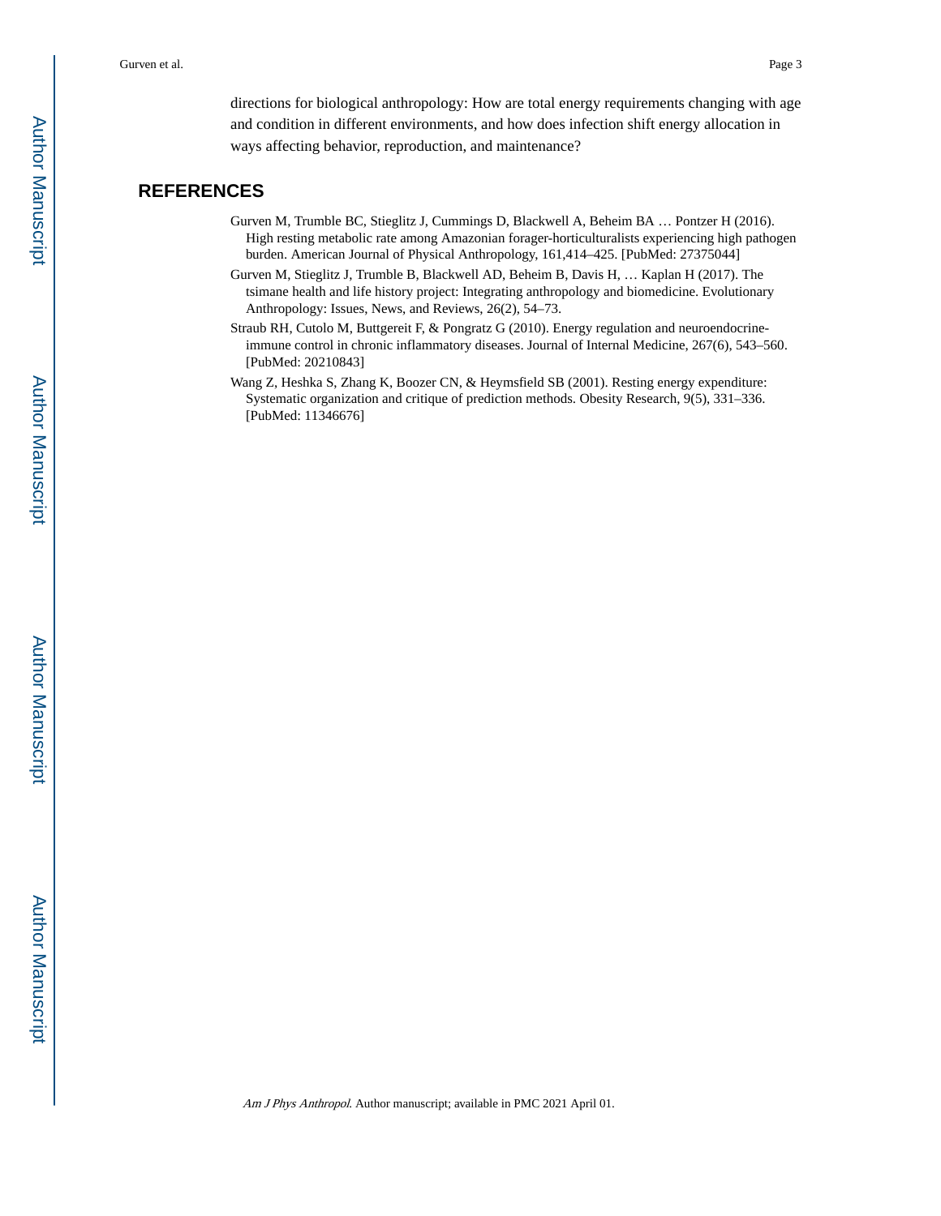directions for biological anthropology: How are total energy requirements changing with age and condition in different environments, and how does infection shift energy allocation in ways affecting behavior, reproduction, and maintenance?

## REFERENCES

Gurven M, Trumble BC, Stieglitz J, Cummings D, Blackwell A, Beheim BA … Pontzer H (2016). High resting metabolic rate among Amazonian forager-horticulturalists experiencing high pathogen burden. American Journal of Physical Anthropology, 161,414–425. [PubMed: 27375044]

Gurven M, Stieglitz J, Trumble B, Blackwell AD, Beheim B, Davis H, … Kaplan H (2017). The tsimane health and life history project: Integrating anthropology and biomedicine. Evolutionary Anthropology: Issues, News, and Reviews, 26(2), 54–73.

Straub RH, Cutolo M, Buttgereit F, & Pongratz G (2010). Energy regulation and neuroendocrine-immune control in chronic inflammatory diseases. Journal of Internal Medicine, 267(6), 543–560. [PubMed: 20210843]

Wang Z, Heshka S, Zhang K, Boozer CN, & Heymsfield SB (2001). Resting energy expenditure: Systematic organization and critique of prediction methods. Obesity Research, 9(5), 331–336. [PubMed: 11346676]